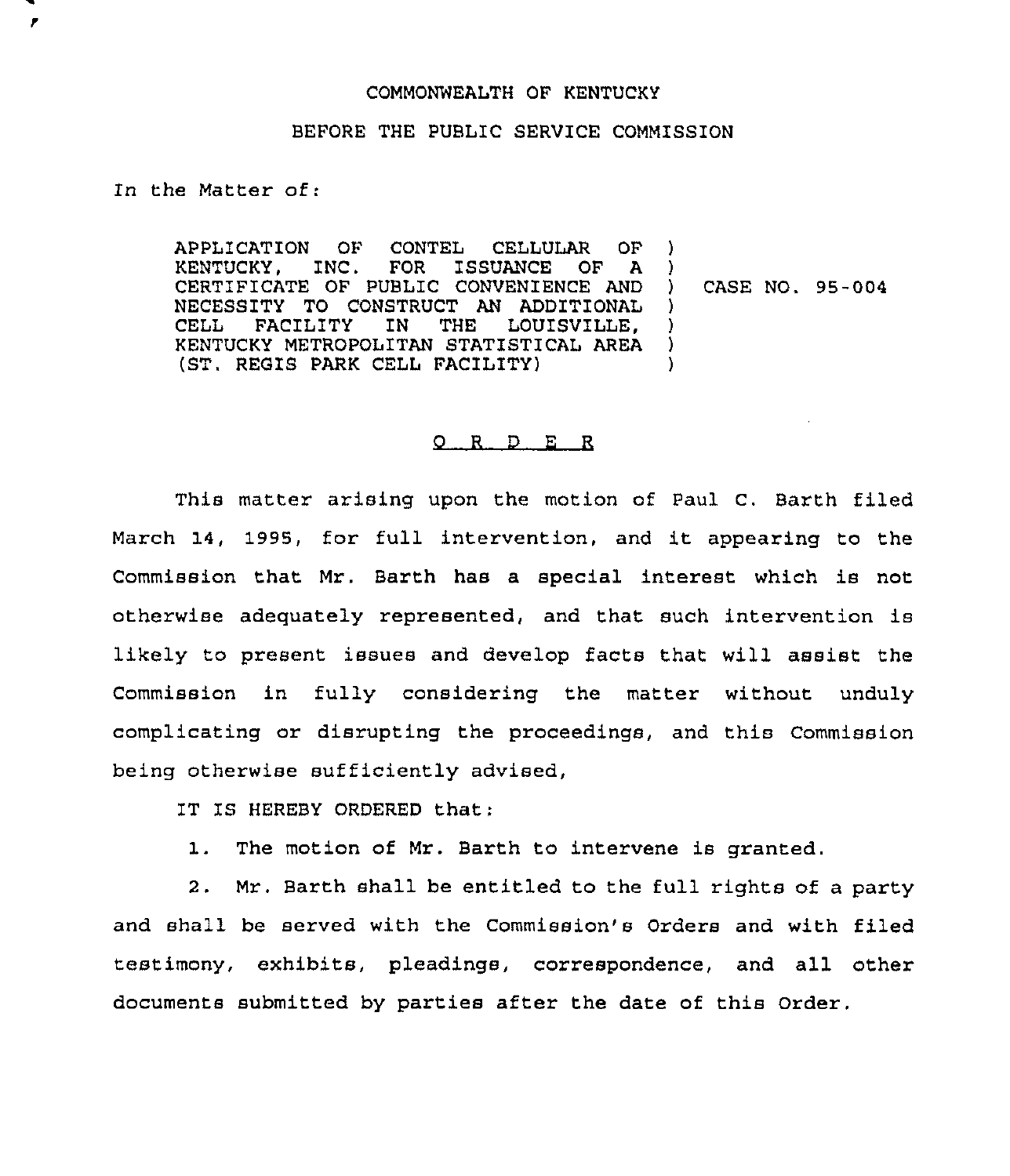COMMONWEALTH OF KENTUCKY

BEFORE THE PUBLIC SERVICE COMMISSION

In the Matter of:

APPLICATION OF CONTEL CELLULAR OF KENTUCKY, INC. FOR ISSUANCE OF A CERTIFICATE OF PUBLIC CONVENIENCE AND NECESSITY TO CONSTRUCT AN ADDITIONAL CELL FACILITY IN THE LOUISVILLE, KENTUCKY METROPOLITAN STATISTICAL AREA (ST. REGIS PARK CELL FACILITY) ) CASE NO. 95-004

O R D E R

This matter arising upon the motion of Paul C. Barth filed March 14, 1995, for full intervention, and it appearing to the Commission that Mr. Barth has a special interest which is not otherwise adequately represented, and that such intervention is likely to present issues and develop facts that will assist the Commission in fully considering the matter without unduly complicating or disrupting the proceedings, and this Commission being otherwise sufficiently advised,

IT IS HEREBY ORDERED that:

1. The motion of Mr. Barth to intervene is granted.

2. Mr. Barth shall be entitled to the full rights of a party and shall be served with the Commission's Orders and with filed testimony, exhibits, pleadings, correspondence, and all other documents submitted by parties after the date of this Order.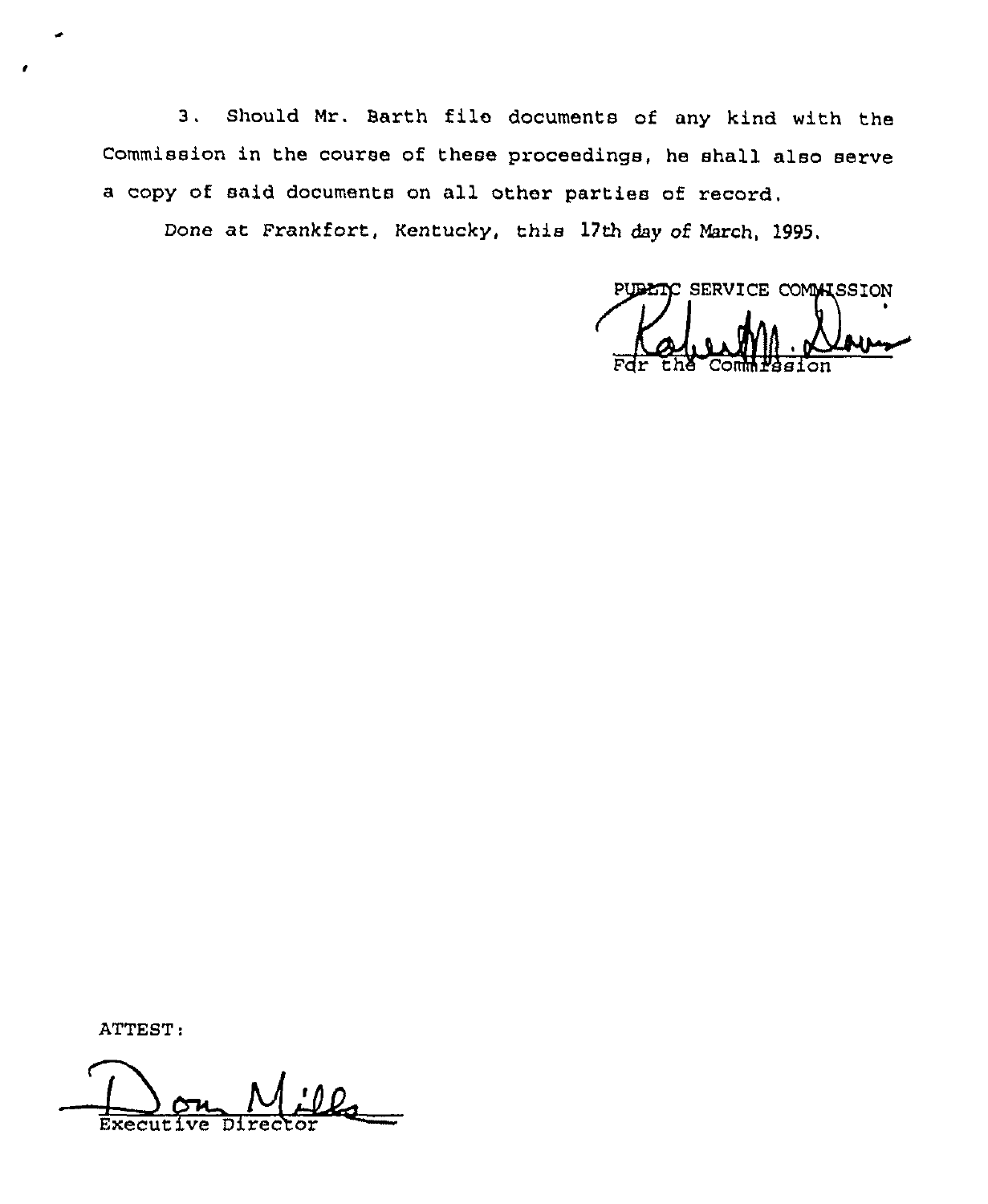3. Should Mr. Barth file documents of any kind with the Commission in the course of these proceedings, he shall also serve a copy of said documents on all other parties of record.

Done at Frankfort, Kentucky, this 17th day of March, 1995.

PUBLIC SERVICE COMMISSION

For the Commission

ATTEST:

Executive Director